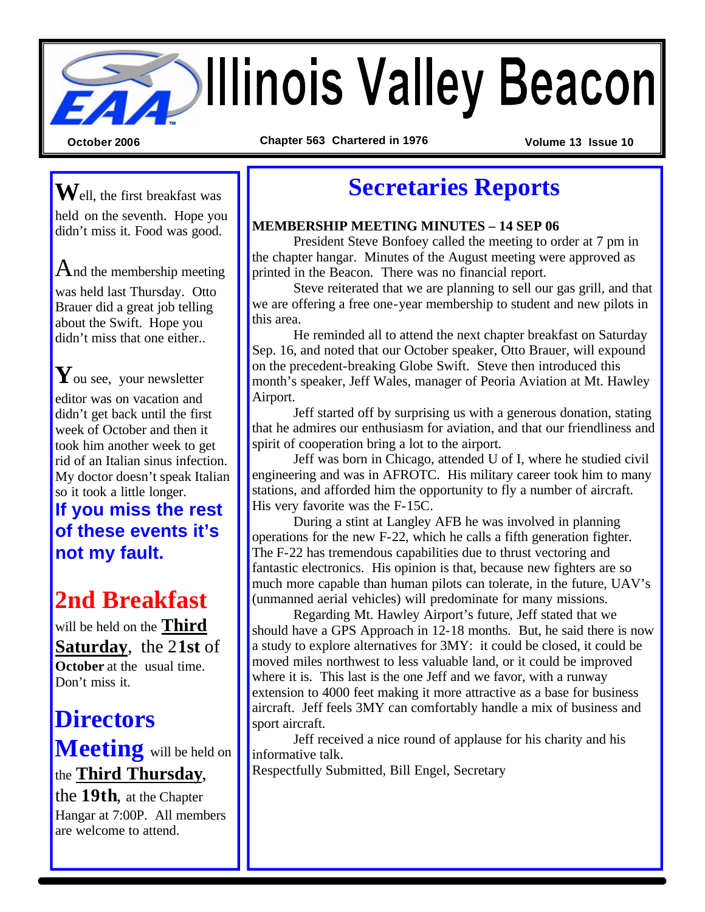# Illinois Valley Beacon

October 2006 — Chapter 563 Chartered in 1976 — Volume 13 Issue 10

Well, the first breakfast was held on the seventh. Hope you didn't miss it. Food was good.

And the membership meeting was held last Thursday. Otto Brauer did a great job telling about the Swift. Hope you didn't miss that one either..

You see, your newsletter editor was on vacation and didn't get back until the first week of October and then it took him another week to get rid of an Italian sinus infection. My doctor doesn't speak Italian so it took a little longer.

**If you miss the rest of these events it's not my fault.**

## 2nd Breakfast

will be held on the **Third Saturday**, the 2**1st** of **October** at the usual time. Don't miss it.

## Directors Meeting

will be held on the **Third Thursday**, the **19th**, at the Chapter Hangar at 7:00P. All members are welcome to attend.

## Secretaries Reports

**MEMBERSHIP MEETING MINUTES – 14 SEP 06**

President Steve Bonfoey called the meeting to order at 7 pm in the chapter hangar. Minutes of the August meeting were approved as printed in the Beacon. There was no financial report.

Steve reiterated that we are planning to sell our gas grill, and that we are offering a free one-year membership to student and new pilots in this area.

He reminded all to attend the next chapter breakfast on Saturday Sep. 16, and noted that our October speaker, Otto Brauer, will expound on the precedent-breaking Globe Swift. Steve then introduced this month's speaker, Jeff Wales, manager of Peoria Aviation at Mt. Hawley Airport.

Jeff started off by surprising us with a generous donation, stating that he admires our enthusiasm for aviation, and that our friendliness and spirit of cooperation bring a lot to the airport.

Jeff was born in Chicago, attended U of I, where he studied civil engineering and was in AFROTC. His military career took him to many stations, and afforded him the opportunity to fly a number of aircraft. His very favorite was the F-15C.

During a stint at Langley AFB he was involved in planning operations for the new F-22, which he calls a fifth generation fighter. The F-22 has tremendous capabilities due to thrust vectoring and fantastic electronics. His opinion is that, because new fighters are so much more capable than human pilots can tolerate, in the future, UAV's (unmanned aerial vehicles) will predominate for many missions.

Regarding Mt. Hawley Airport's future, Jeff stated that we should have a GPS Approach in 12-18 months. But, he said there is now a study to explore alternatives for 3MY: it could be closed, it could be moved miles northwest to less valuable land, or it could be improved where it is. This last is the one Jeff and we favor, with a runway extension to 4000 feet making it more attractive as a base for business aircraft. Jeff feels 3MY can comfortably handle a mix of business and sport aircraft.

Jeff received a nice round of applause for his charity and his informative talk.

Respectfully Submitted, Bill Engel, Secretary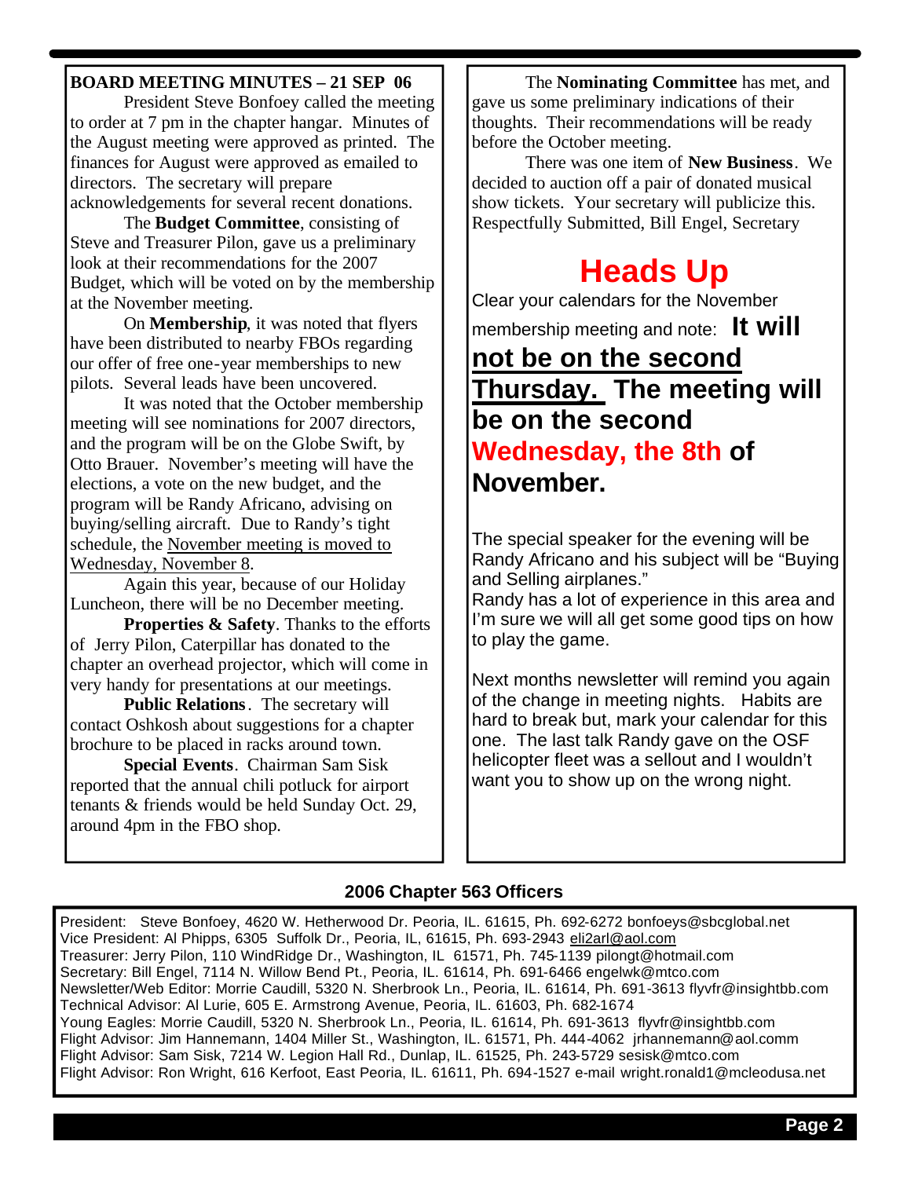## BOARD MEETING MINUTES – 21 SEP 06

President Steve Bonfoey called the meeting to order at 7 pm in the chapter hangar. Minutes of the August meeting were approved as printed. The finances for August were approved as emailed to directors. The secretary will prepare acknowledgements for several recent donations.

The **Budget Committee**, consisting of Steve and Treasurer Pilon, gave us a preliminary look at their recommendations for the 2007 Budget, which will be voted on by the membership at the November meeting.

On **Membership**, it was noted that flyers have been distributed to nearby FBOs regarding our offer of free one-year memberships to new pilots. Several leads have been uncovered.

It was noted that the October membership meeting will see nominations for 2007 directors, and the program will be on the Globe Swift, by Otto Brauer. November's meeting will have the elections, a vote on the new budget, and the program will be Randy Africano, advising on buying/selling aircraft. Due to Randy's tight schedule, the November meeting is moved to Wednesday, November 8.

Again this year, because of our Holiday Luncheon, there will be no December meeting.

**Properties & Safety**. Thanks to the efforts of Jerry Pilon, Caterpillar has donated to the chapter an overhead projector, which will come in very handy for presentations at our meetings.

**Public Relations**. The secretary will contact Oshkosh about suggestions for a chapter brochure to be placed in racks around town.

**Special Events**. Chairman Sam Sisk reported that the annual chili potluck for airport tenants & friends would be held Sunday Oct. 29, around 4pm in the FBO shop.

The **Nominating Committee** has met, and gave us some preliminary indications of their thoughts. Their recommendations will be ready before the October meeting.

There was one item of **New Business**. We decided to auction off a pair of donated musical show tickets. Your secretary will publicize this.

Respectfully Submitted, Bill Engel, Secretary

# Heads Up

Clear your calendars for the November membership meeting and note: **It will not be on the second Thursday. The meeting will be on the second Wednesday, the 8th of November.**

The special speaker for the evening will be Randy Africano and his subject will be "Buying and Selling airplanes."

Randy has a lot of experience in this area and I'm sure we will all get some good tips on how to play the game.

Next months newsletter will remind you again of the change in meeting nights. Habits are hard to break but, mark your calendar for this one. The last talk Randy gave on the OSF helicopter fleet was a sellout and I wouldn't want you to show up on the wrong night.

### 2006 Chapter 563 Officers

President: Steve Bonfoey, 4620 W. Hetherwood Dr. Peoria, IL. 61615, Ph. 692-6272 bonfoeys@sbcglobal.net
Vice President: Al Phipps, 6305 Suffolk Dr., Peoria, IL, 61615, Ph. 693-2943 eli2arl@aol.com
Treasurer: Jerry Pilon, 110 WindRidge Dr., Washington, IL 61571, Ph. 745-1139 pilongt@hotmail.com
Secretary: Bill Engel, 7114 N. Willow Bend Pt., Peoria, IL. 61614, Ph. 691-6466 engelwk@mtco.com
Newsletter/Web Editor: Morrie Caudill, 5320 N. Sherbrook Ln., Peoria, IL. 61614, Ph. 691-3613 flyvfr@insightbb.com
Technical Advisor: Al Lurie, 605 E. Armstrong Avenue, Peoria, IL. 61603, Ph. 682-1674
Young Eagles: Morrie Caudill, 5320 N. Sherbrook Ln., Peoria, IL. 61614, Ph. 691-3613 flyvfr@insightbb.com
Flight Advisor: Jim Hannemann, 1404 Miller St., Washington, IL. 61571, Ph. 444-4062 jrhannemann@aol.comm
Flight Advisor: Sam Sisk, 7214 W. Legion Hall Rd., Dunlap, IL. 61525, Ph. 243-5729 sesisk@mtco.com
Flight Advisor: Ron Wright, 616 Kerfoot, East Peoria, IL. 61611, Ph. 694-1527 e-mail wright.ronald1@mcleodusa.net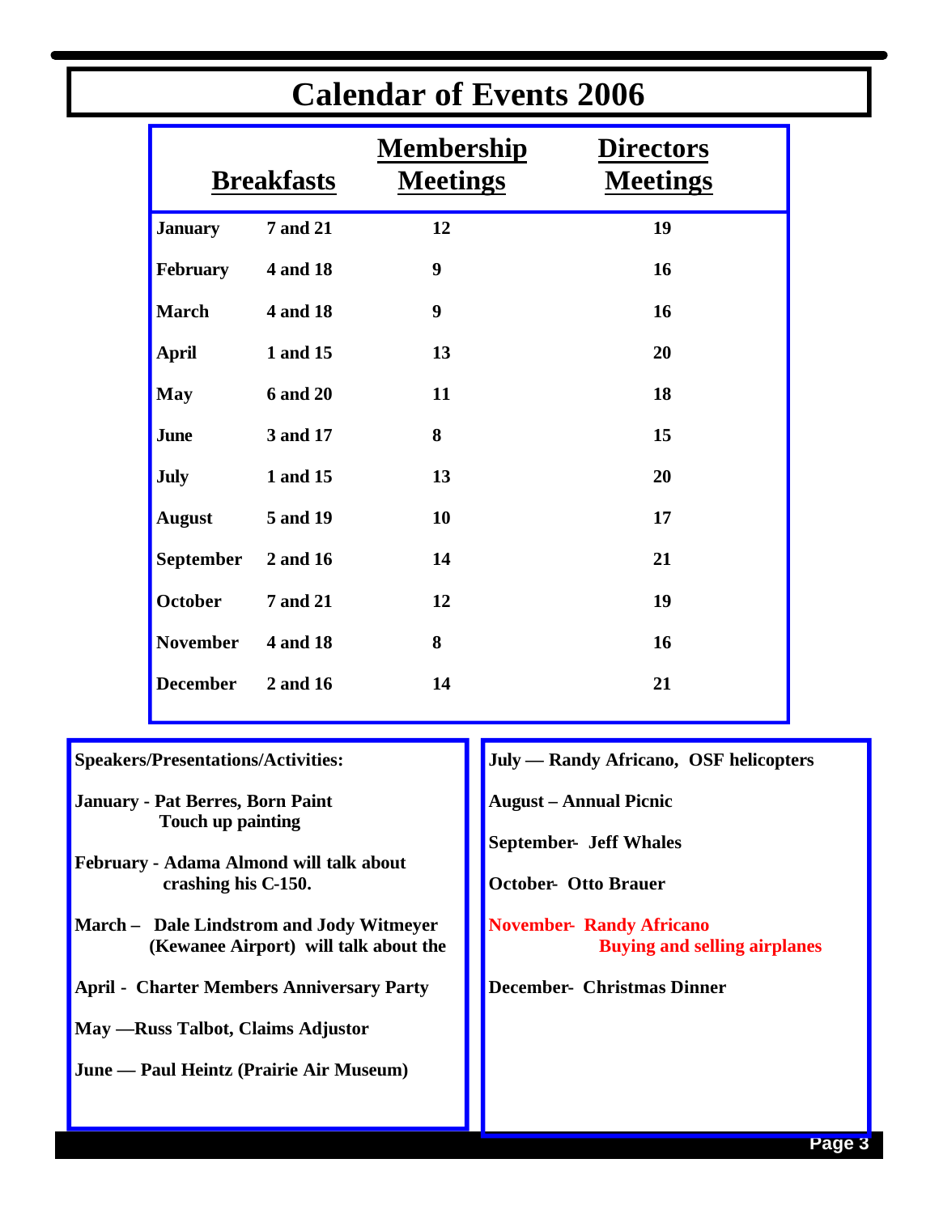# Calendar of Events 2006

| | Breakfasts | Membership Meetings | Directors Meetings |
|---|---|---|---|
| January | 7 and 21 | 12 | 19 |
| February | 4 and 18 | 9 | 16 |
| March | 4 and 18 | 9 | 16 |
| April | 1 and 15 | 13 | 20 |
| May | 6 and 20 | 11 | 18 |
| June | 3 and 17 | 8 | 15 |
| July | 1 and 15 | 13 | 20 |
| August | 5 and 19 | 10 | 17 |
| September | 2 and 16 | 14 | 21 |
| October | 7 and 21 | 12 | 19 |
| November | 4 and 18 | 8 | 16 |
| December | 2 and 16 | 14 | 21 |

**Speakers/Presentations/Activities:**

**January - Pat Berres, Born Paint Touch up painting**

**February - Adama Almond will talk about crashing his C-150.**

**March – Dale Lindstrom and Jody Witmeyer (Kewanee Airport) will talk about the**

**April - Charter Members Anniversary Party**

**May —Russ Talbot, Claims Adjustor**

**June — Paul Heintz (Prairie Air Museum)**

**July — Randy Africano, OSF helicopters**

**August – Annual Picnic**

**September- Jeff Whales**

**October- Otto Brauer**

**November- Randy Africano Buying and selling airplanes**

**December- Christmas Dinner**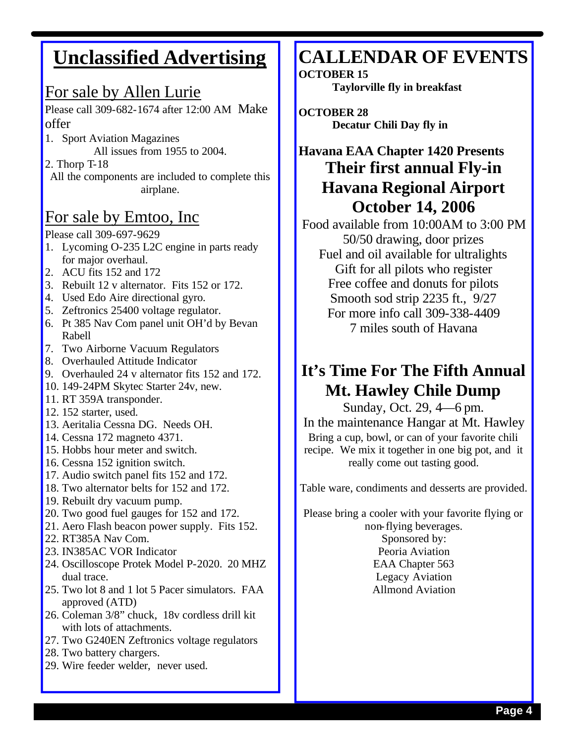# Unclassified Advertising

## For sale by Allen Lurie

Please call 309-682-1674 after 12:00 AM Make offer

1. Sport Aviation Magazines
   All issues from 1955 to 2004.
2. Thorp T-18
   All the components are included to complete this airplane.

## For sale by Emtoo, Inc

Please call 309-697-9629

1. Lycoming O-235 L2C engine in parts ready for major overhaul.
2. ACU fits 152 and 172
3. Rebuilt 12 v alternator. Fits 152 or 172.
4. Used Edo Aire directional gyro.
5. Zeftronics 25400 voltage regulator.
6. Pt 385 Nav Com panel unit OH'd by Bevan Rabell
7. Two Airborne Vacuum Regulators
8. Overhauled Attitude Indicator
9. Overhauled 24 v alternator fits 152 and 172.
10. 149-24PM Skytec Starter 24v, new.
11. RT 359A transponder.
12. 152 starter, used.
13. Aeritalia Cessna DG. Needs OH.
14. Cessna 172 magneto 4371.
15. Hobbs hour meter and switch.
16. Cessna 152 ignition switch.
17. Audio switch panel fits 152 and 172.
18. Two alternator belts for 152 and 172.
19. Rebuilt dry vacuum pump.
20. Two good fuel gauges for 152 and 172.
21. Aero Flash beacon power supply. Fits 152.
22. RT385A Nav Com.
23. IN385AC VOR Indicator
24. Oscilloscope Protek Model P-2020. 20 MHZ dual trace.
25. Two lot 8 and 1 lot 5 Pacer simulators. FAA approved (ATD)
26. Coleman 3/8" chuck, 18v cordless drill kit with lots of attachments.
27. Two G240EN Zeftronics voltage regulators
28. Two battery chargers.
29. Wire feeder welder, never used.

# CALLENDAR OF EVENTS

**OCTOBER 15**
**Taylorville fly in breakfast**

**OCTOBER 28**
**Decatur Chili Day fly in**

**Havana EAA Chapter 1420 Presents**

## Their first annual Fly-in Havana Regional Airport October 14, 2006

Food available from 10:00AM to 3:00 PM
50/50 drawing, door prizes
Fuel and oil available for ultralights
Gift for all pilots who register
Free coffee and donuts for pilots
Smooth sod strip 2235 ft., 9/27
For more info call 309-338-4409
7 miles south of Havana

## It's Time For The Fifth Annual Mt. Hawley Chile Dump

Sunday, Oct. 29, 4—6 pm.
In the maintenance Hangar at Mt. Hawley

Bring a cup, bowl, or can of your favorite chili recipe. We mix it together in one big pot, and it really come out tasting good.

Table ware, condiments and desserts are provided.

Please bring a cooler with your favorite flying or non-flying beverages.

Sponsored by:
Peoria Aviation
EAA Chapter 563
Legacy Aviation
Allmond Aviation